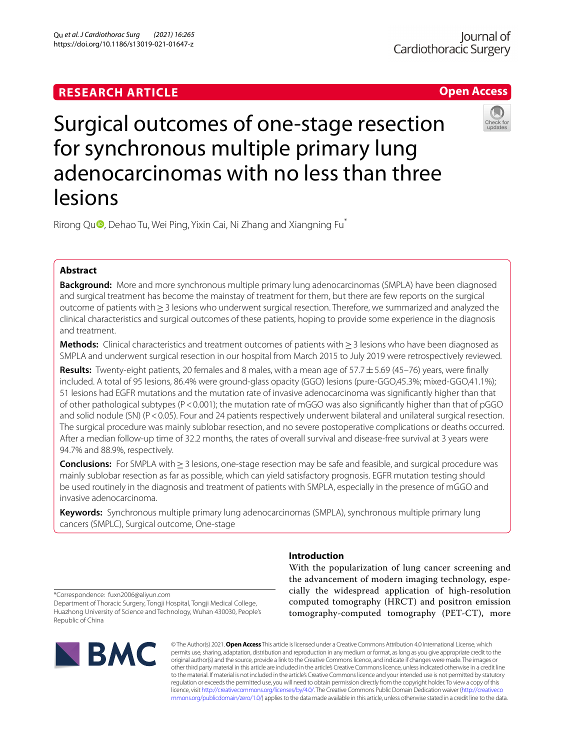RESEARCH ARTICLE

Open Access

# Surgical outcomes of one-stage resection for synchronous multiple primary lung adenocarcinomas with no less than three lesions

Rirong Qu, Dehao Tu, Wei Ping, Yixin Cai, Ni Zhang and Xiangning Fu*

## Abstract

**Background:** More and more synchronous multiple primary lung adenocarcinomas (SMPLA) have been diagnosed and surgical treatment has become the mainstay of treatment for them, but there are few reports on the surgical outcome of patients with ≥ 3 lesions who underwent surgical resection. Therefore, we summarized and analyzed the clinical characteristics and surgical outcomes of these patients, hoping to provide some experience in the diagnosis and treatment.

**Methods:** Clinical characteristics and treatment outcomes of patients with ≥ 3 lesions who have been diagnosed as SMPLA and underwent surgical resection in our hospital from March 2015 to July 2019 were retrospectively reviewed.

**Results:** Twenty-eight patients, 20 females and 8 males, with a mean age of 57.7 ± 5.69 (45–76) years, were finally included. A total of 95 lesions, 86.4% were ground-glass opacity (GGO) lesions (pure-GGO,45.3%; mixed-GGO,41.1%); 51 lesions had EGFR mutations and the mutation rate of invasive adenocarcinoma was significantly higher than that of other pathological subtypes ($P < 0.001$); the mutation rate of mGGO was also significantly higher than that of pGGO and solid nodule (SN) ($P < 0.05$). Four and 24 patients respectively underwent bilateral and unilateral surgical resection. The surgical procedure was mainly sublobar resection, and no severe postoperative complications or deaths occurred. After a median follow-up time of 32.2 months, the rates of overall survival and disease-free survival at 3 years were 94.7% and 88.9%, respectively.

**Conclusions:** For SMPLA with ≥ 3 lesions, one-stage resection may be safe and feasible, and surgical procedure was mainly sublobar resection as far as possible, which can yield satisfactory prognosis. EGFR mutation testing should be used routinely in the diagnosis and treatment of patients with SMPLA, especially in the presence of mGGO and invasive adenocarcinoma.

**Keywords:** Synchronous multiple primary lung adenocarcinomas (SMPLA), synchronous multiple primary lung cancers (SMPLC), Surgical outcome, One-stage

## Introduction

With the popularization of lung cancer screening and the advancement of modern imaging technology, especially the widespread application of high-resolution computed tomography (HRCT) and positron emission tomography-computed tomography (PET-CT), more

*Correspondence: fuxn2006@aliyun.com
Department of Thoracic Surgery, Tongji Hospital, Tongji Medical College, Huazhong University of Science and Technology, Wuhan 430030, People's Republic of China

© The Author(s) 2021. **Open Access** This article is licensed under a Creative Commons Attribution 4.0 International License, which permits use, sharing, adaptation, distribution and reproduction in any medium or format, as long as you give appropriate credit to the original author(s) and the source, provide a link to the Creative Commons licence, and indicate if changes were made. The images or other third party material in this article are included in the article's Creative Commons licence, unless indicated otherwise in a credit line to the material. If material is not included in the article's Creative Commons licence and your intended use is not permitted by statutory regulation or exceeds the permitted use, you will need to obtain permission directly from the copyright holder. To view a copy of this licence, visit http://creativecommons.org/licenses/by/4.0/. The Creative Commons Public Domain Dedication waiver (http://creativecommons.org/publicdomain/zero/1.0/) applies to the data made available in this article, unless otherwise stated in a credit line to the data.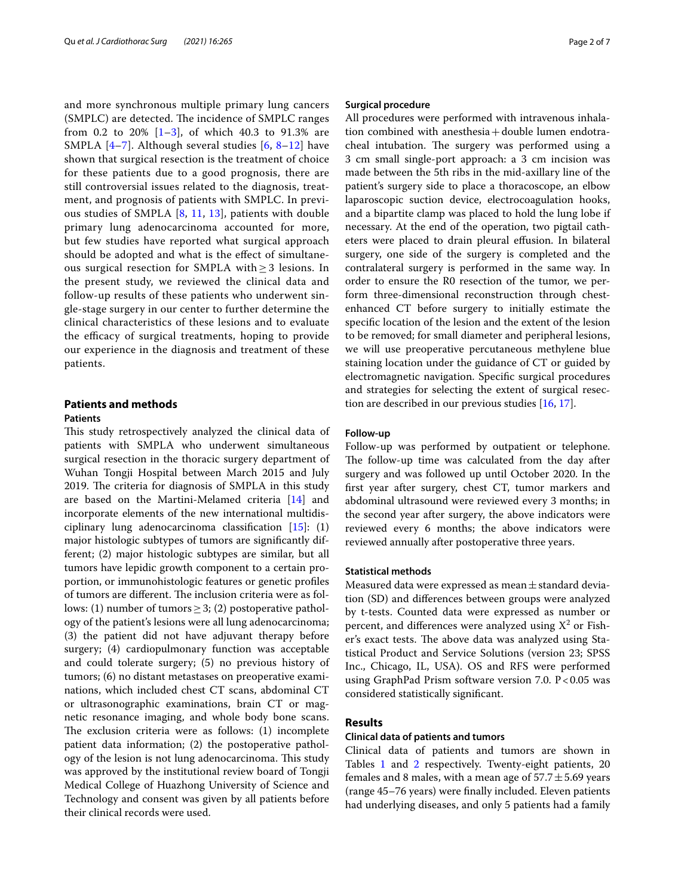and more synchronous multiple primary lung cancers (SMPLC) are detected. The incidence of SMPLC ranges from 0.2 to 20% [1–3], of which 40.3 to 91.3% are SMPLA [4–7]. Although several studies [6, 8–12] have shown that surgical resection is the treatment of choice for these patients due to a good prognosis, there are still controversial issues related to the diagnosis, treatment, and prognosis of patients with SMPLC. In previous studies of SMPLA [8, 11, 13], patients with double primary lung adenocarcinoma accounted for more, but few studies have reported what surgical approach should be adopted and what is the effect of simultaneous surgical resection for SMPLA with ≥ 3 lesions. In the present study, we reviewed the clinical data and follow-up results of these patients who underwent single-stage surgery in our center to further determine the clinical characteristics of these lesions and to evaluate the efficacy of surgical treatments, hoping to provide our experience in the diagnosis and treatment of these patients.

## Patients and methods

### Patients

This study retrospectively analyzed the clinical data of patients with SMPLA who underwent simultaneous surgical resection in the thoracic surgery department of Wuhan Tongji Hospital between March 2015 and July 2019. The criteria for diagnosis of SMPLA in this study are based on the Martini-Melamed criteria [14] and incorporate elements of the new international multidisciplinary lung adenocarcinoma classification [15]: (1) major histologic subtypes of tumors are significantly different; (2) major histologic subtypes are similar, but all tumors have lepidic growth component to a certain proportion, or immunohistologic features or genetic profiles of tumors are different. The inclusion criteria were as follows: (1) number of tumors ≥ 3; (2) postoperative pathology of the patient's lesions were all lung adenocarcinoma; (3) the patient did not have adjuvant therapy before surgery; (4) cardiopulmonary function was acceptable and could tolerate surgery; (5) no previous history of tumors; (6) no distant metastases on preoperative examinations, which included chest CT scans, abdominal CT or ultrasonographic examinations, brain CT or magnetic resonance imaging, and whole body bone scans. The exclusion criteria were as follows: (1) incomplete patient data information; (2) the postoperative pathology of the lesion is not lung adenocarcinoma. This study was approved by the institutional review board of Tongji Medical College of Huazhong University of Science and Technology and consent was given by all patients before their clinical records were used.

### Surgical procedure

All procedures were performed with intravenous inhalation combined with anesthesia + double lumen endotracheal intubation. The surgery was performed using a 3 cm small single-port approach: a 3 cm incision was made between the 5th ribs in the mid-axillary line of the patient's surgery side to place a thoracoscope, an elbow laparoscopic suction device, electrocoagulation hooks, and a bipartite clamp was placed to hold the lung lobe if necessary. At the end of the operation, two pigtail catheters were placed to drain pleural effusion. In bilateral surgery, one side of the surgery is completed and the contralateral surgery is performed in the same way. In order to ensure the R0 resection of the tumor, we perform three-dimensional reconstruction through chest-enhanced CT before surgery to initially estimate the specific location of the lesion and the extent of the lesion to be removed; for small diameter and peripheral lesions, we will use preoperative percutaneous methylene blue staining location under the guidance of CT or guided by electromagnetic navigation. Specific surgical procedures and strategies for selecting the extent of surgical resection are described in our previous studies [16, 17].

### Follow-up

Follow-up was performed by outpatient or telephone. The follow-up time was calculated from the day after surgery and was followed up until October 2020. In the first year after surgery, chest CT, tumor markers and abdominal ultrasound were reviewed every 3 months; in the second year after surgery, the above indicators were reviewed every 6 months; the above indicators were reviewed annually after postoperative three years.

### Statistical methods

Measured data were expressed as mean ± standard deviation (SD) and differences between groups were analyzed by t-tests. Counted data were expressed as number or percent, and differences were analyzed using $X^2$ or Fisher's exact tests. The above data was analyzed using Statistical Product and Service Solutions (version 23; SPSS Inc., Chicago, IL, USA). OS and RFS were performed using GraphPad Prism software version 7.0. $P < 0.05$ was considered statistically significant.

## Results

### Clinical data of patients and tumors

Clinical data of patients and tumors are shown in Tables 1 and 2 respectively. Twenty-eight patients, 20 females and 8 males, with a mean age of 57.7 ± 5.69 years (range 45–76 years) were finally included. Eleven patients had underlying diseases, and only 5 patients had a family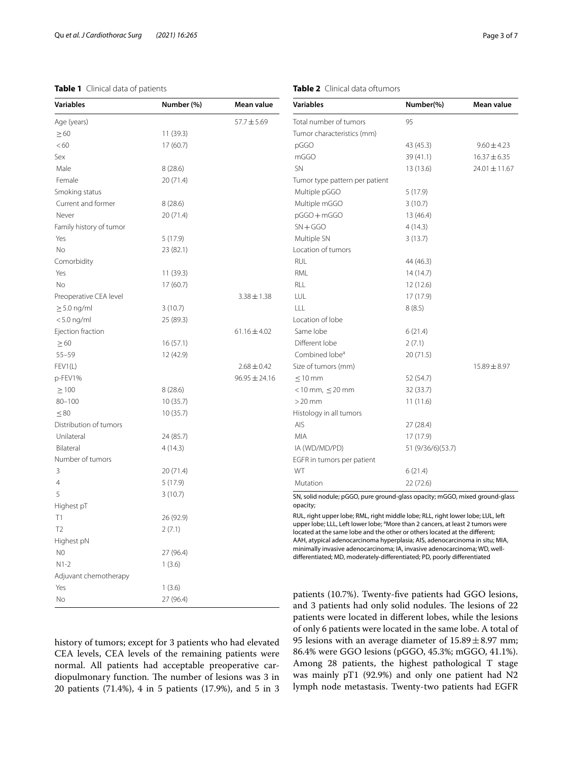**Table 1** Clinical data of patients

| Variables | Number (%) | Mean value |
|---|---|---|
| Age (years) | | 57.7 ± 5.69 |
| ≥ 60 | 11 (39.3) | |
| < 60 | 17 (60.7) | |
| Sex | | |
| Male | 8 (28.6) | |
| Female | 20 (71.4) | |
| Smoking status | | |
| Current and former | 8 (28.6) | |
| Never | 20 (71.4) | |
| Family history of tumor | | |
| Yes | 5 (17.9) | |
| No | 23 (82.1) | |
| Comorbidity | | |
| Yes | 11 (39.3) | |
| No | 17 (60.7) | |
| Preoperative CEA level | | 3.38 ± 1.38 |
| ≥ 5.0 ng/ml | 3 (10.7) | |
| < 5.0 ng/ml | 25 (89.3) | |
| Ejection fraction | | 61.16 ± 4.02 |
| ≥ 60 | 16 (57.1) | |
| 55–59 | 12 (42.9) | |
| FEV1(L) | | 2.68 ± 0.42 |
| p-FEV1% | | 96.95 ± 24.16 |
| ≥ 100 | 8 (28.6) | |
| 80–100 | 10 (35.7) | |
| ≤ 80 | 10 (35.7) | |
| Distribution of tumors | | |
| Unilateral | 24 (85.7) | |
| Bilateral | 4 (14.3) | |
| Number of tumors | | |
| 3 | 20 (71.4) | |
| 4 | 5 (17.9) | |
| 5 | 3 (10.7) | |
| Highest pT | | |
| T1 | 26 (92.9) | |
| T2 | 2 (7.1) | |
| Highest pN | | |
| N0 | 27 (96.4) | |
| N1-2 | 1 (3.6) | |
| Adjuvant chemotherapy | | |
| Yes | 1 (3.6) | |
| No | 27 (96.4) | |

**Table 2** Clinical data oftumors

| Variables | Number(%) | Mean value |
|---|---|---|
| Total number of tumors | 95 | |
| Tumor characteristics (mm) | | |
| pGGO | 43 (45.3) | 9.60 ± 4.23 |
| mGGO | 39 (41.1) | 16.37 ± 6.35 |
| SN | 13 (13.6) | 24.01 ± 11.67 |
| Tumor type pattern per patient | | |
| Multiple pGGO | 5 (17.9) | |
| Multiple mGGO | 3 (10.7) | |
| pGGO + mGGO | 13 (46.4) | |
| SN + GGO | 4 (14.3) | |
| Multiple SN | 3 (13.7) | |
| Location of tumors | | |
| RUL | 44 (46.3) | |
| RML | 14 (14.7) | |
| RLL | 12 (12.6) | |
| LUL | 17 (17.9) | |
| LLL | 8 (8.5) | |
| Location of lobe | | |
| Same lobe | 6 (21.4) | |
| Different lobe | 2 (7.1) | |
| Combined lobe[a] | 20 (71.5) | |
| Size of tumors (mm) | | 15.89 ± 8.97 |
| ≤ 10 mm | 52 (54.7) | |
| < 10 mm, ≤ 20 mm | 32 (33.7) | |
| > 20 mm | 11 (11.6) | |
| Histology in all tumors | | |
| AIS | 27 (28.4) | |
| MIA | 17 (17.9) | |
| IA (WD/MD/PD) | 51 (9/36/6)(53.7) | |
| EGFR in tumors per patient | | |
| WT | 6 (21.4) | |
| Mutation | 22 (72.6) | |

SN, solid nodule; pGGO, pure ground-glass opacity; mGGO, mixed ground-glass opacity;

RUL, right upper lobe; RML, right middle lobe; RLL, right lower lobe; LUL, left upper lobe; LLL, Left lower lobe; [a]More than 2 cancers, at least 2 tumors were located at the same lobe and the other or others located at the different; AAH, atypical adenocarcinoma hyperplasia; AIS, adenocarcinoma in situ; MIA, minimally invasive adenocarcinoma; IA, invasive adenocarcinoma; WD, well-differentiated; MD, moderately-differentiated; PD, poorly differentiated

history of tumors; except for 3 patients who had elevated CEA levels, CEA levels of the remaining patients were normal. All patients had acceptable preoperative cardiopulmonary function. The number of lesions was 3 in 20 patients (71.4%), 4 in 5 patients (17.9%), and 5 in 3 patients (10.7%). Twenty-five patients had GGO lesions, and 3 patients had only solid nodules. The lesions of 22 patients were located in different lobes, while the lesions of only 6 patients were located in the same lobe. A total of 95 lesions with an average diameter of 15.89 ± 8.97 mm; 86.4% were GGO lesions (pGGO, 45.3%; mGGO, 41.1%). Among 28 patients, the highest pathological T stage was mainly pT1 (92.9%) and only one patient had N2 lymph node metastasis. Twenty-two patients had EGFR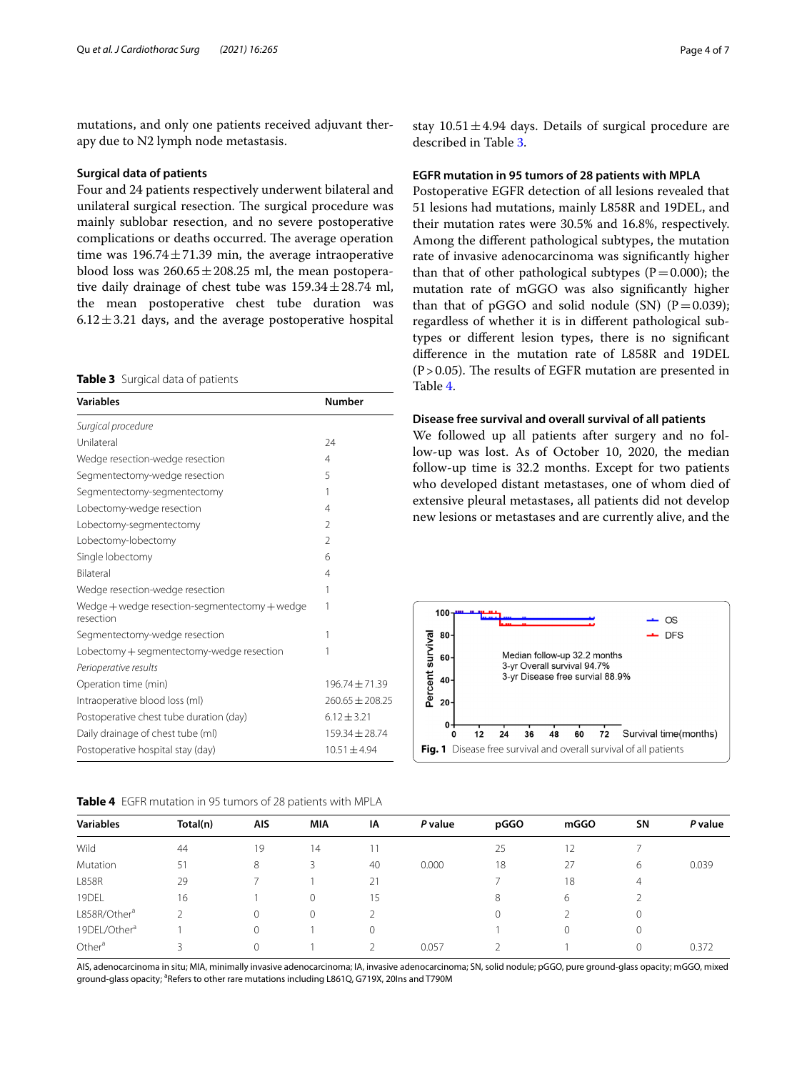mutations, and only one patients received adjuvant therapy due to N2 lymph node metastasis.

### Surgical data of patients

Four and 24 patients respectively underwent bilateral and unilateral surgical resection. The surgical procedure was mainly sublobar resection, and no severe postoperative complications or deaths occurred. The average operation time was 196.74 ± 71.39 min, the average intraoperative blood loss was 260.65 ± 208.25 ml, the mean postoperative daily drainage of chest tube was 159.34 ± 28.74 ml, the mean postoperative chest tube duration was 6.12 ± 3.21 days, and the average postoperative hospital stay 10.51 ± 4.94 days. Details of surgical procedure are described in Table 3.

**Table 3** Surgical data of patients

| Variables | Number |
|---|---|
| *Surgical procedure* | |
| Unilateral | 24 |
| Wedge resection-wedge resection | 4 |
| Segmentectomy-wedge resection | 5 |
| Segmentectomy-segmentectomy | 1 |
| Lobectomy-wedge resection | 4 |
| Lobectomy-segmentectomy | 2 |
| Lobectomy-lobectomy | 2 |
| Single lobectomy | 6 |
| Bilateral | 4 |
| Wedge resection-wedge resection | 1 |
| Wedge + wedge resection-segmentectomy + wedge resection | 1 |
| Segmentectomy-wedge resection | 1 |
| Lobectomy + segmentectomy-wedge resection | 1 |
| *Perioperative results* | |
| Operation time (min) | 196.74 ± 71.39 |
| Intraoperative blood loss (ml) | 260.65 ± 208.25 |
| Postoperative chest tube duration (day) | 6.12 ± 3.21 |
| Daily drainage of chest tube (ml) | 159.34 ± 28.74 |
| Postoperative hospital stay (day) | 10.51 ± 4.94 |

### EGFR mutation in 95 tumors of 28 patients with MPLA

Postoperative EGFR detection of all lesions revealed that 51 lesions had mutations, mainly L858R and 19DEL, and their mutation rates were 30.5% and 16.8%, respectively. Among the different pathological subtypes, the mutation rate of invasive adenocarcinoma was significantly higher than that of other pathological subtypes (P = 0.000); the mutation rate of mGGO was also significantly higher than that of pGGO and solid nodule (SN) (P = 0.039); regardless of whether it is in different pathological subtypes or different lesion types, there is no significant difference in the mutation rate of L858R and 19DEL (P > 0.05). The results of EGFR mutation are presented in Table 4.

### Disease free survival and overall survival of all patients

We followed up all patients after surgery and no follow-up was lost. As of October 10, 2020, the median follow-up time is 32.2 months. Except for two patients who developed distant metastases, one of whom died of extensive pleural metastases, all patients did not develop new lesions or metastases and are currently alive, and the

**Fig. 1** Disease free survival and overall survival of all patients

**Table 4** EGFR mutation in 95 tumors of 28 patients with MPLA

| Variables | Total(n) | AIS | MIA | IA | *P* value | pGGO | mGGO | SN | *P* value |
|---|---|---|---|---|---|---|---|---|---|
| Wild | 44 | 19 | 14 | 11 | | 25 | 12 | 7 | |
| Mutation | 51 | 8 | 3 | 40 | 0.000 | 18 | 27 | 6 | 0.039 |
| L858R | 29 | 7 | 1 | 21 | | 7 | 18 | 4 | |
| 19DEL | 16 | 1 | 0 | 15 | | 8 | 6 | 2 | |
| L858R/Other[a] | 2 | 0 | 0 | 2 | | 0 | 2 | 0 | |
| 19DEL/Other[a] | 1 | 0 | 1 | 0 | | 1 | 0 | 0 | |
| Other[a] | 3 | 0 | 1 | 2 | 0.057 | 2 | 1 | 0 | 0.372 |

AIS, adenocarcinoma in situ; MIA, minimally invasive adenocarcinoma; IA, invasive adenocarcinoma; SN, solid nodule; pGGO, pure ground-glass opacity; mGGO, mixed ground-glass opacity; [a]Refers to other rare mutations including L861Q, G719X, 20Ins and T790M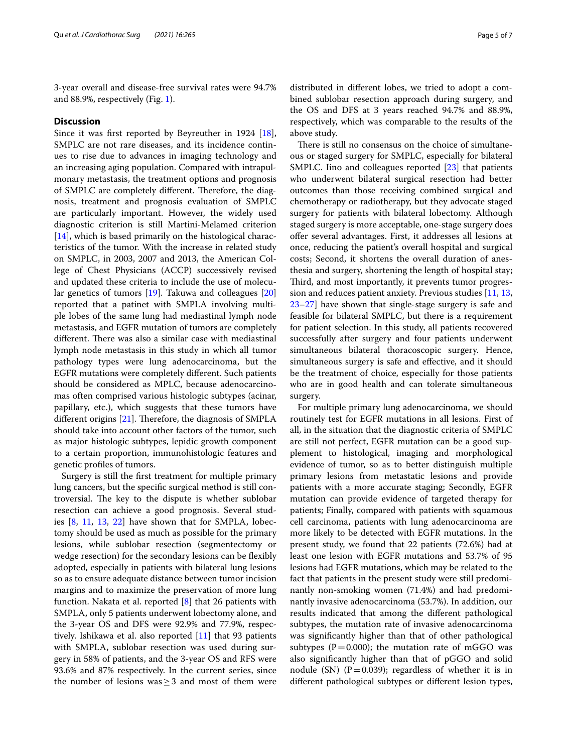3-year overall and disease-free survival rates were 94.7% and 88.9%, respectively (Fig. 1).

## Discussion

Since it was first reported by Beyreuther in 1924 [18], SMPLC are not rare diseases, and its incidence continues to rise due to advances in imaging technology and an increasing aging population. Compared with intrapulmonary metastasis, the treatment options and prognosis of SMPLC are completely different. Therefore, the diagnosis, treatment and prognosis evaluation of SMPLC are particularly important. However, the widely used diagnostic criterion is still Martini-Melamed criterion [14], which is based primarily on the histological characteristics of the tumor. With the increase in related study on SMPLC, in 2003, 2007 and 2013, the American College of Chest Physicians (ACCP) successively revised and updated these criteria to include the use of molecular genetics of tumors [19]. Takuwa and colleagues [20] reported that a patinet with SMPLA involving multiple lobes of the same lung had mediastinal lymph node metastasis, and EGFR mutation of tumors are completely different. There was also a similar case with mediastinal lymph node metastasis in this study in which all tumor pathology types were lung adenocarcinoma, but the EGFR mutations were completely different. Such patients should be considered as MPLC, because adenocarcinomas often comprised various histologic subtypes (acinar, papillary, etc.), which suggests that these tumors have different origins [21]. Therefore, the diagnosis of SMPLA should take into account other factors of the tumor, such as major histologic subtypes, lepidic growth component to a certain proportion, immunohistologic features and genetic profiles of tumors.

Surgery is still the first treatment for multiple primary lung cancers, but the specific surgical method is still controversial. The key to the dispute is whether sublobar resection can achieve a good prognosis. Several studies [8, 11, 13, 22] have shown that for SMPLA, lobectomy should be used as much as possible for the primary lesions, while sublobar resection (segmentectomy or wedge resection) for the secondary lesions can be flexibly adopted, especially in patients with bilateral lung lesions so as to ensure adequate distance between tumor incision margins and to maximize the preservation of more lung function. Nakata et al. reported [8] that 26 patients with SMPLA, only 5 patients underwent lobectomy alone, and the 3-year OS and DFS were 92.9% and 77.9%, respectively. Ishikawa et al. also reported [11] that 93 patients with SMPLA, sublobar resection was used during surgery in 58% of patients, and the 3-year OS and RFS were 93.6% and 87% respectively. In the current series, since the number of lesions was $\geq 3$ and most of them were distributed in different lobes, we tried to adopt a combined sublobar resection approach during surgery, and the OS and DFS at 3 years reached 94.7% and 88.9%, respectively, which was comparable to the results of the above study.

There is still no consensus on the choice of simultaneous or staged surgery for SMPLC, especially for bilateral SMPLC. Iino and colleagues reported [23] that patients who underwent bilateral surgical resection had better outcomes than those receiving combined surgical and chemotherapy or radiotherapy, but they advocate staged surgery for patients with bilateral lobectomy. Although staged surgery is more acceptable, one-stage surgery does offer several advantages. First, it addresses all lesions at once, reducing the patient's overall hospital and surgical costs; Second, it shortens the overall duration of anesthesia and surgery, shortening the length of hospital stay; Third, and most importantly, it prevents tumor progression and reduces patient anxiety. Previous studies [11, 13, 23–27] have shown that single-stage surgery is safe and feasible for bilateral SMPLC, but there is a requirement for patient selection. In this study, all patients recovered successfully after surgery and four patients underwent simultaneous bilateral thoracoscopic surgery. Hence, simultaneous surgery is safe and effective, and it should be the treatment of choice, especially for those patients who are in good health and can tolerate simultaneous surgery.

For multiple primary lung adenocarcinoma, we should routinely test for EGFR mutations in all lesions. First of all, in the situation that the diagnostic criteria of SMPLC are still not perfect, EGFR mutation can be a good supplement to histological, imaging and morphological evidence of tumor, so as to better distinguish multiple primary lesions from metastatic lesions and provide patients with a more accurate staging; Secondly, EGFR mutation can provide evidence of targeted therapy for patients; Finally, compared with patients with squamous cell carcinoma, patients with lung adenocarcinoma are more likely to be detected with EGFR mutations. In the present study, we found that 22 patients (72.6%) had at least one lesion with EGFR mutations and 53.7% of 95 lesions had EGFR mutations, which may be related to the fact that patients in the present study were still predominantly non-smoking women (71.4%) and had predominantly invasive adenocarcinoma (53.7%). In addition, our results indicated that among the different pathological subtypes, the mutation rate of invasive adenocarcinoma was significantly higher than that of other pathological subtypes ($P = 0.000$); the mutation rate of mGGO was also significantly higher than that of pGGO and solid nodule (SN) ($P = 0.039$); regardless of whether it is in different pathological subtypes or different lesion types,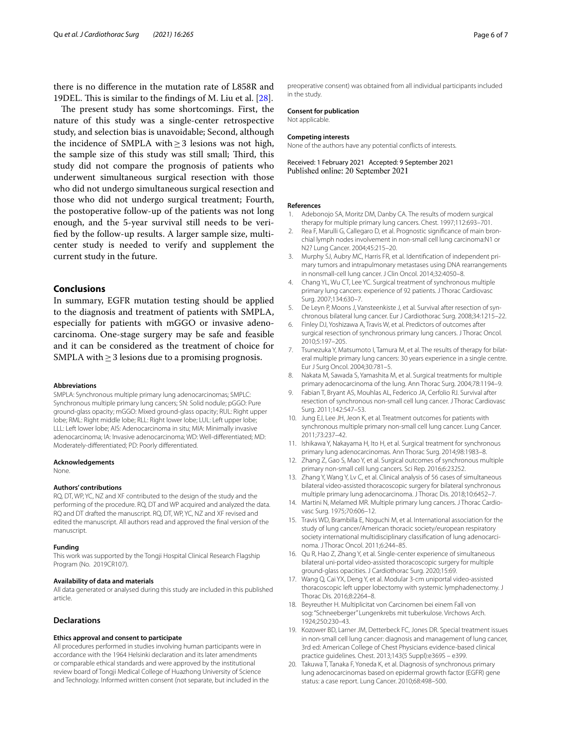there is no difference in the mutation rate of L858R and 19DEL. This is similar to the findings of M. Liu et al. [28].

The present study has some shortcomings. First, the nature of this study was a single-center retrospective study, and selection bias is unavoidable; Second, although the incidence of SMPLA with ≥ 3 lesions was not high, the sample size of this study was still small; Third, this study did not compare the prognosis of patients who underwent simultaneous surgical resection with those who did not undergo simultaneous surgical resection and those who did not undergo surgical treatment; Fourth, the postoperative follow-up of the patients was not long enough, and the 5-year survival still needs to be verified by the follow-up results. A larger sample size, multicenter study is needed to verify and supplement the current study in the future.

## Conclusions

In summary, EGFR mutation testing should be applied to the diagnosis and treatment of patients with SMPLA, especially for patients with mGGO or invasive adenocarcinoma. One-stage surgery may be safe and feasible and it can be considered as the treatment of choice for SMPLA with ≥ 3 lesions due to a promising prognosis.

#### Abbreviations

SMPLA: Synchronous multiple primary lung adenocarcinomas; SMPLC: Synchronous multiple primary lung cancers; SN: Solid nodule; pGGO: Pure ground-glass opacity; mGGO: Mixed ground-glass opacity; RUL: Right upper lobe; RML: Right middle lobe; RLL: Right lower lobe; LUL: Left upper lobe; LLL: Left lower lobe; AIS: Adenocarcinoma in situ; MIA: Minimally invasive adenocarcinoma; IA: Invasive adenocarcinoma; WD: Well-differentiated; MD: Moderately-differentiated; PD: Poorly differentiated.

#### Acknowledgements

None.

#### Authors' contributions

RQ, DT, WP, YC, NZ and XF contributed to the design of the study and the performing of the procedure. RQ, DT and WP acquired and analyzed the data. RQ and DT drafted the manuscript. RQ, DT, WP, YC, NZ and XF revised and edited the manuscript. All authors read and approved the final version of the manuscript.

#### Funding

This work was supported by the Tongji Hospital Clinical Research Flagship Program (No. 2019CR107).

#### Availability of data and materials

All data generated or analysed during this study are included in this published article.

## Declarations

#### Ethics approval and consent to participate

All procedures performed in studies involving human participants were in accordance with the 1964 Helsinki declaration and its later amendments or comparable ethical standards and were approved by the institutional review board of Tongji Medical College of Huazhong University of Science and Technology. Informed written consent (not separate, but included in the preoperative consent) was obtained from all individual participants included in the study.

#### Consent for publication

Not applicable.

#### Competing interests

None of the authors have any potential conflicts of interests.

Received: 1 February 2021 Accepted: 9 September 2021
Published online: 20 September 2021

#### References

1. Adebonojo SA, Moritz DM, Danby CA. The results of modern surgical therapy for multiple primary lung cancers. Chest. 1997;112:693–701.
2. Rea F, Marulli G, Callegaro D, et al. Prognostic significance of main bronchial lymph nodes involvement in non-small cell lung carcinoma:N1 or N2? Lung Cancer. 2004;45:215–20.
3. Murphy SJ, Aubry MC, Harris FR, et al. Identification of independent primary tumors and intrapulmonary metastases using DNA rearrangements in nonsmall-cell lung cancer. J Clin Oncol. 2014;32:4050–8.
4. Chang YL, Wu CT, Lee YC. Surgical treatment of synchronous multiple primary lung cancers: experience of 92 patients. J Thorac Cardiovasc Surg. 2007;134:630–7.
5. De Leyn P, Moons J, Vansteenkiste J, et al. Survival after resection of synchronous bilateral lung cancer. Eur J Cardiothorac Surg. 2008;34:1215–22.
6. Finley DJ, Yoshizawa A, Travis W, et al. Predictors of outcomes after surgical resection of synchronous primary lung cancers. J Thorac Oncol. 2010;5:197–205.
7. Tsunezuka Y, Matsumoto I, Tamura M, et al. The results of therapy for bilateral multiple primary lung cancers: 30 years experience in a single centre. Eur J Surg Oncol. 2004;30:781–5.
8. Nakata M, Sawada S, Yamashita M, et al. Surgical treatments for multiple primary adenocarcinoma of the lung. Ann Thorac Surg. 2004;78:1194–9.
9. Fabian T, Bryant AS, Mouhlas AL, Federico JA, Cerfolio RJ. Survival after resection of synchronous non-small cell lung cancer. J Thorac Cardiovasc Surg. 2011;142:547–53.
10. Jung EJ, Lee JH, Jeon K, et al. Treatment outcomes for patients with synchronous multiple primary non-small cell lung cancer. Lung Cancer. 2011;73:237–42.
11. Ishikawa Y, Nakayama H, Ito H, et al. Surgical treatment for synchronous primary lung adenocarcinomas. Ann Thorac Surg. 2014;98:1983–8.
12. Zhang Z, Gao S, Mao Y, et al. Surgical outcomes of synchronous multiple primary non-small cell lung cancers. Sci Rep. 2016;6:23252.
13. Zhang Y, Wang Y, Lv C, et al. Clinical analysis of 56 cases of simultaneous bilateral video-assisted thoracoscopic surgery for bilateral synchronous multiple primary lung adenocarcinoma. J Thorac Dis. 2018;10:6452–7.
14. Martini N, Melamed MR. Multiple primary lung cancers. J Thorac Cardiovasc Surg. 1975;70:606–12.
15. Travis WD, Brambilla E, Noguchi M, et al. International association for the study of lung cancer/American thoracic society/european respiratory society international multidisciplinary classification of lung adenocarcinoma. J Thorac Oncol. 2011;6:244–85.
16. Qu R, Hao Z, Zhang Y, et al. Single-center experience of simultaneous bilateral uni-portal video-assisted thoracoscopic surgery for multiple ground-glass opacities. J Cardiothorac Surg. 2020;15:69.
17. Wang Q, Cai YX, Deng Y, et al. Modular 3-cm uniportal video-assisted thoracoscopic left upper lobectomy with systemic lymphadenectomy. J Thorac Dis. 2016;8:2264–8.
18. Beyreuther H. Multiplicitat von Carcinomen bei einem Fall von sog: "Schneeberger" Lungenkrebs mit tuberkulose. Virchows Arch. 1924;250:230–43.
19. Kozower BD, Larner JM, Detterbeck FC, Jones DR. Special treatment issues in non-small cell lung cancer: diagnosis and management of lung cancer, 3rd ed: American College of Chest Physicians evidence-based clinical practice guidelines. Chest. 2013;143(5 Suppl):e369S – e399.
20. Takuwa T, Tanaka F, Yoneda K, et al. Diagnosis of synchronous primary lung adenocarcinomas based on epidermal growth factor (EGFR) gene status: a case report. Lung Cancer. 2010;68:498–500.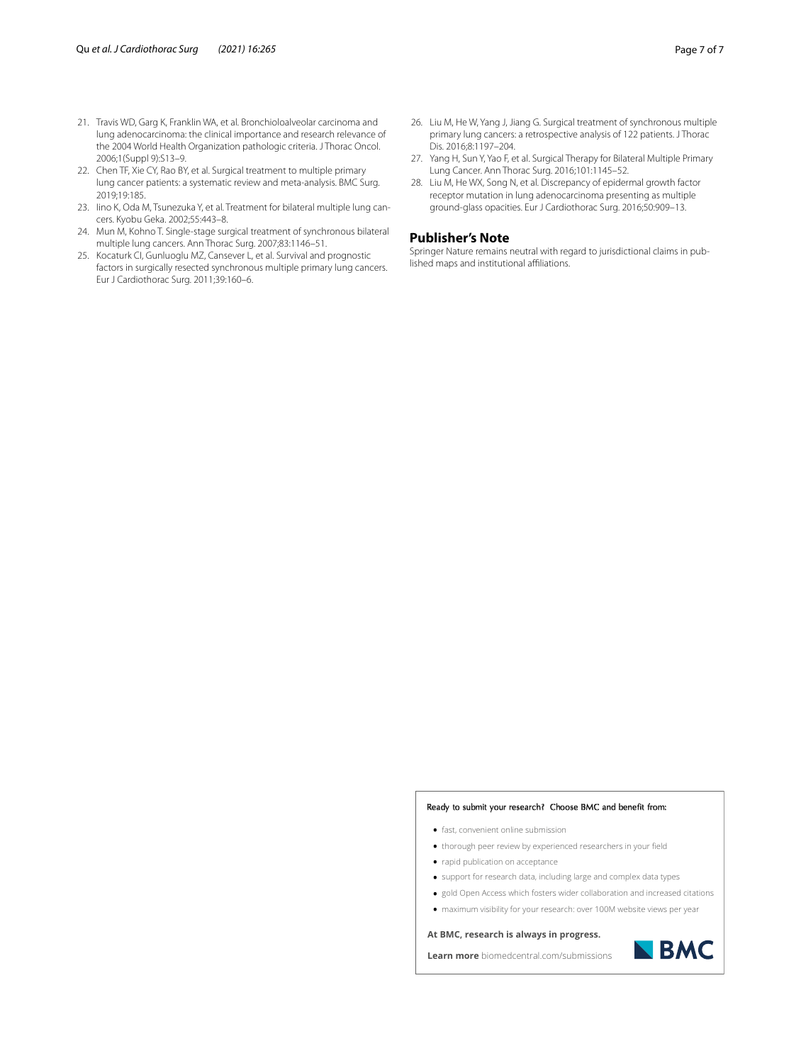21. Travis WD, Garg K, Franklin WA, et al. Bronchioloalveolar carcinoma and lung adenocarcinoma: the clinical importance and research relevance of the 2004 World Health Organization pathologic criteria. J Thorac Oncol. 2006;1(Suppl 9):S13–9.
22. Chen TF, Xie CY, Rao BY, et al. Surgical treatment to multiple primary lung cancer patients: a systematic review and meta-analysis. BMC Surg. 2019;19:185.
23. Iino K, Oda M, Tsunezuka Y, et al. Treatment for bilateral multiple lung cancers. Kyobu Geka. 2002;55:443–8.
24. Mun M, Kohno T. Single-stage surgical treatment of synchronous bilateral multiple lung cancers. Ann Thorac Surg. 2007;83:1146–51.
25. Kocaturk CI, Gunluoglu MZ, Cansever L, et al. Survival and prognostic factors in surgically resected synchronous multiple primary lung cancers. Eur J Cardiothorac Surg. 2011;39:160–6.
26. Liu M, He W, Yang J, Jiang G. Surgical treatment of synchronous multiple primary lung cancers: a retrospective analysis of 122 patients. J Thorac Dis. 2016;8:1197–204.
27. Yang H, Sun Y, Yao F, et al. Surgical Therapy for Bilateral Multiple Primary Lung Cancer. Ann Thorac Surg. 2016;101:1145–52.
28. Liu M, He WX, Song N, et al. Discrepancy of epidermal growth factor receptor mutation in lung adenocarcinoma presenting as multiple ground-glass opacities. Eur J Cardiothorac Surg. 2016;50:909–13.

## Publisher's Note

Springer Nature remains neutral with regard to jurisdictional claims in published maps and institutional affiliations.

Ready to submit your research? Choose BMC and benefit from:

- fast, convenient online submission
- thorough peer review by experienced researchers in your field
- rapid publication on acceptance
- support for research data, including large and complex data types
- gold Open Access which fosters wider collaboration and increased citations
- maximum visibility for your research: over 100M website views per year

**At BMC, research is always in progress.**

**Learn more** biomedcentral.com/submissions

BMC